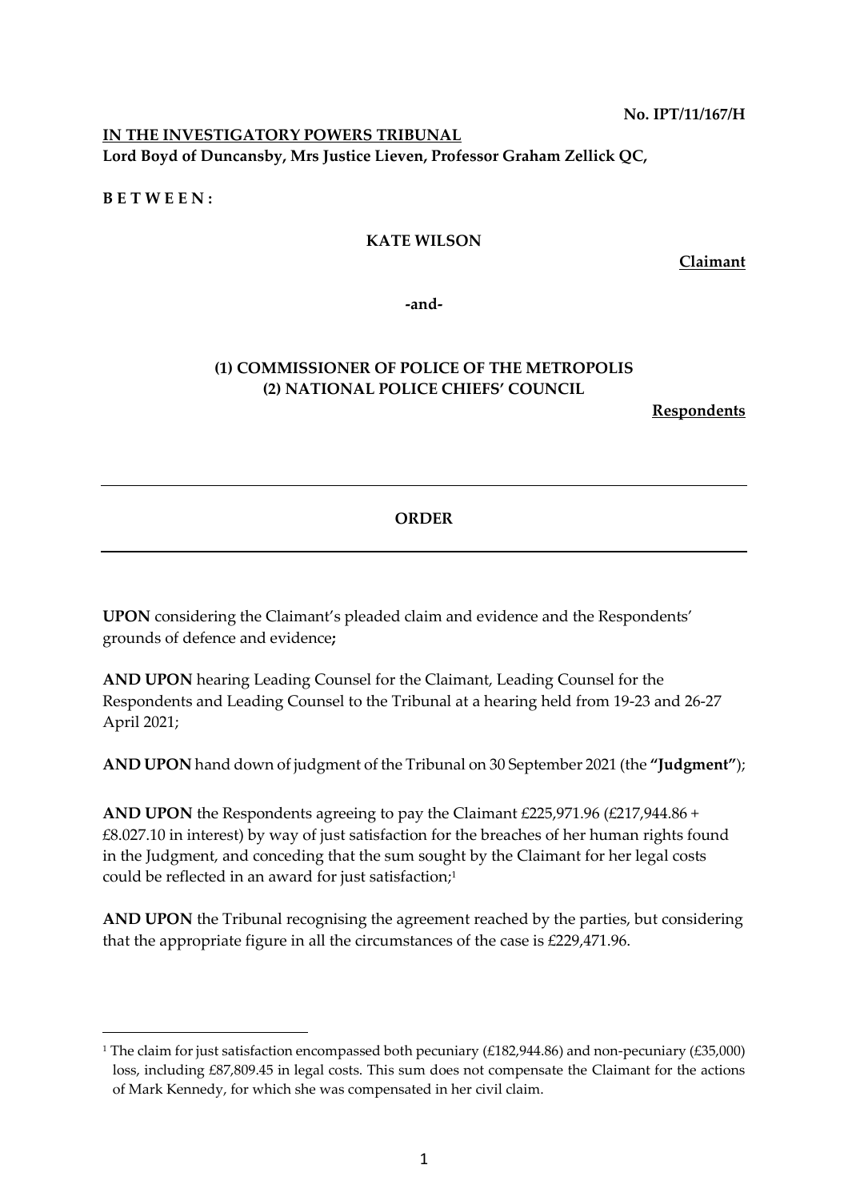**No. IPT/11/167/H**

**IN THE INVESTIGATORY POWERS TRIBUNAL**
**Lord Boyd of Duncansby, Mrs Justice Lieven, Professor Graham Zellick QC,**

**B E T W E E N :**

**KATE WILSON**

**Claimant**

**-and-**

**(1) COMMISSIONER OF POLICE OF THE METROPOLIS**
**(2) NATIONAL POLICE CHIEFS' COUNCIL**

**Respondents**

---

**ORDER**

---

**UPON** considering the Claimant's pleaded claim and evidence and the Respondents' grounds of defence and evidence**;**

**AND UPON** hearing Leading Counsel for the Claimant, Leading Counsel for the Respondents and Leading Counsel to the Tribunal at a hearing held from 19-23 and 26-27 April 2021;

**AND UPON** hand down of judgment of the Tribunal on 30 September 2021 (the **"Judgment"**);

**AND UPON** the Respondents agreeing to pay the Claimant £225,971.96 (£217,944.86 + £8.027.10 in interest) by way of just satisfaction for the breaches of her human rights found in the Judgment, and conceding that the sum sought by the Claimant for her legal costs could be reflected in an award for just satisfaction;[1]

**AND UPON** the Tribunal recognising the agreement reached by the parties, but considering that the appropriate figure in all the circumstances of the case is £229,471.96.

---

[1] The claim for just satisfaction encompassed both pecuniary (£182,944.86) and non-pecuniary (£35,000) loss, including £87,809.45 in legal costs. This sum does not compensate the Claimant for the actions of Mark Kennedy, for which she was compensated in her civil claim.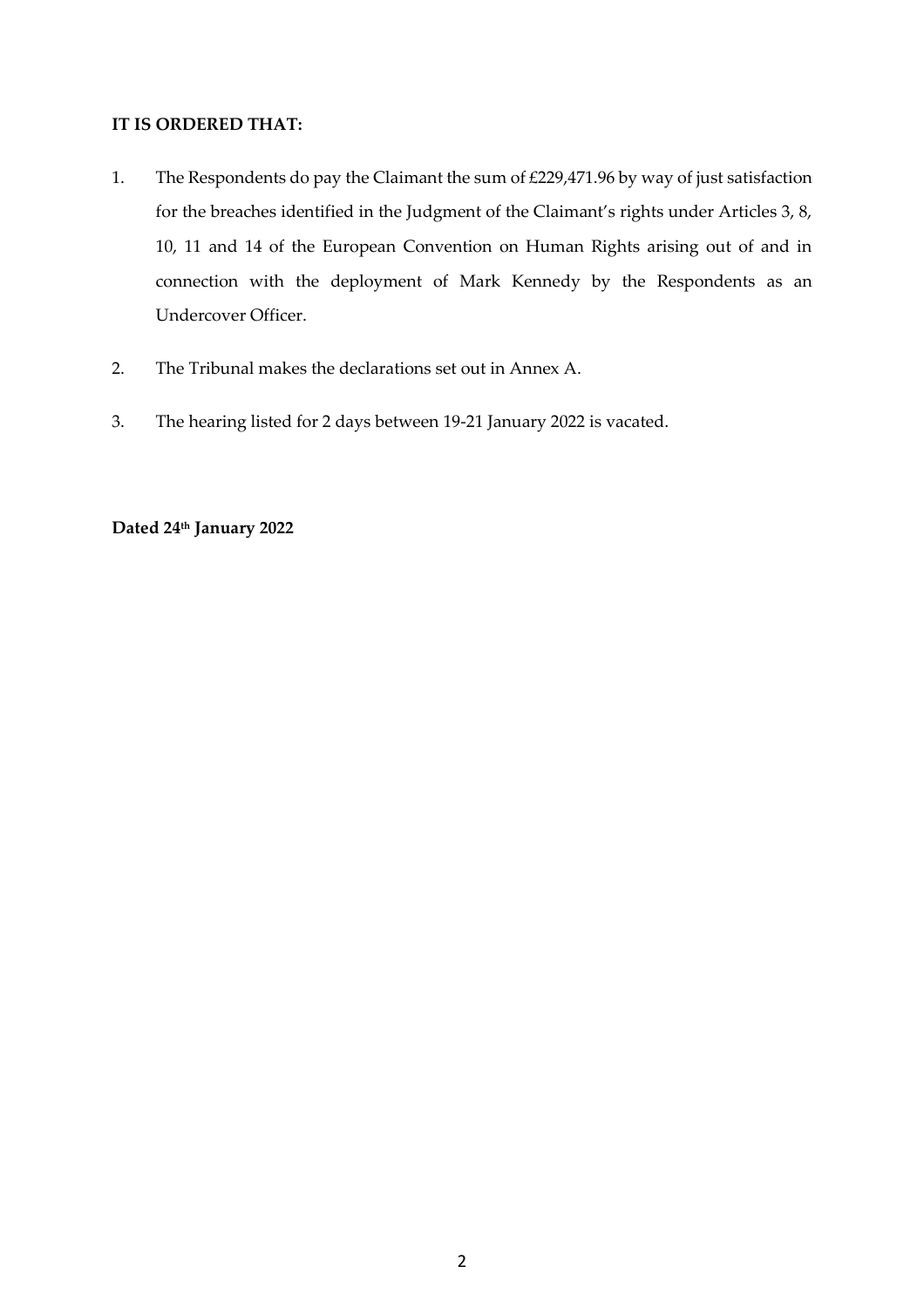**IT IS ORDERED THAT:**

1. The Respondents do pay the Claimant the sum of £229,471.96 by way of just satisfaction for the breaches identified in the Judgment of the Claimant's rights under Articles 3, 8, 10, 11 and 14 of the European Convention on Human Rights arising out of and in connection with the deployment of Mark Kennedy by the Respondents as an Undercover Officer.

2. The Tribunal makes the declarations set out in Annex A.

3. The hearing listed for 2 days between 19-21 January 2022 is vacated.

**Dated 24th January 2022**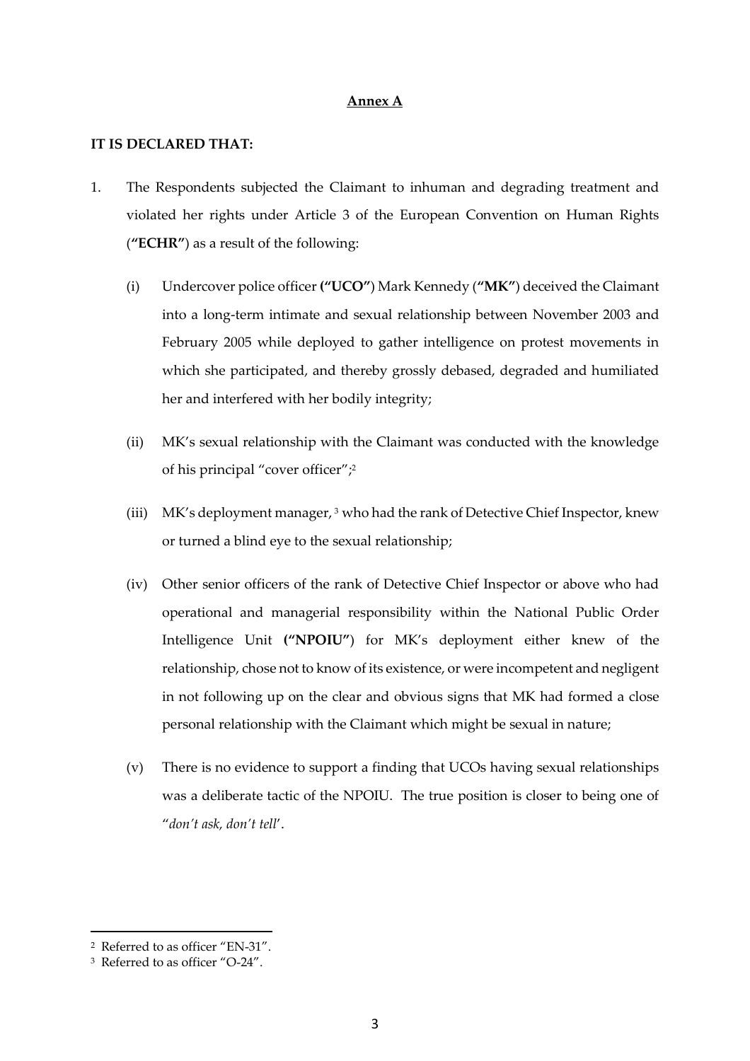**Annex A**

**IT IS DECLARED THAT:**

1. The Respondents subjected the Claimant to inhuman and degrading treatment and violated her rights under Article 3 of the European Convention on Human Rights (**"ECHR"**) as a result of the following:

   (i) Undercover police officer **("UCO"**) Mark Kennedy (**"MK"**) deceived the Claimant into a long-term intimate and sexual relationship between November 2003 and February 2005 while deployed to gather intelligence on protest movements in which she participated, and thereby grossly debased, degraded and humiliated her and interfered with her bodily integrity;

   (ii) MK's sexual relationship with the Claimant was conducted with the knowledge of his principal "cover officer";[2]

   (iii) MK's deployment manager,[3] who had the rank of Detective Chief Inspector, knew or turned a blind eye to the sexual relationship;

   (iv) Other senior officers of the rank of Detective Chief Inspector or above who had operational and managerial responsibility within the National Public Order Intelligence Unit **("NPOIU"**) for MK's deployment either knew of the relationship, chose not to know of its existence, or were incompetent and negligent in not following up on the clear and obvious signs that MK had formed a close personal relationship with the Claimant which might be sexual in nature;

   (v) There is no evidence to support a finding that UCOs having sexual relationships was a deliberate tactic of the NPOIU. The true position is closer to being one of "*don't ask, don't tell*'.

---

[2] Referred to as officer "EN-31".

[3] Referred to as officer "O-24".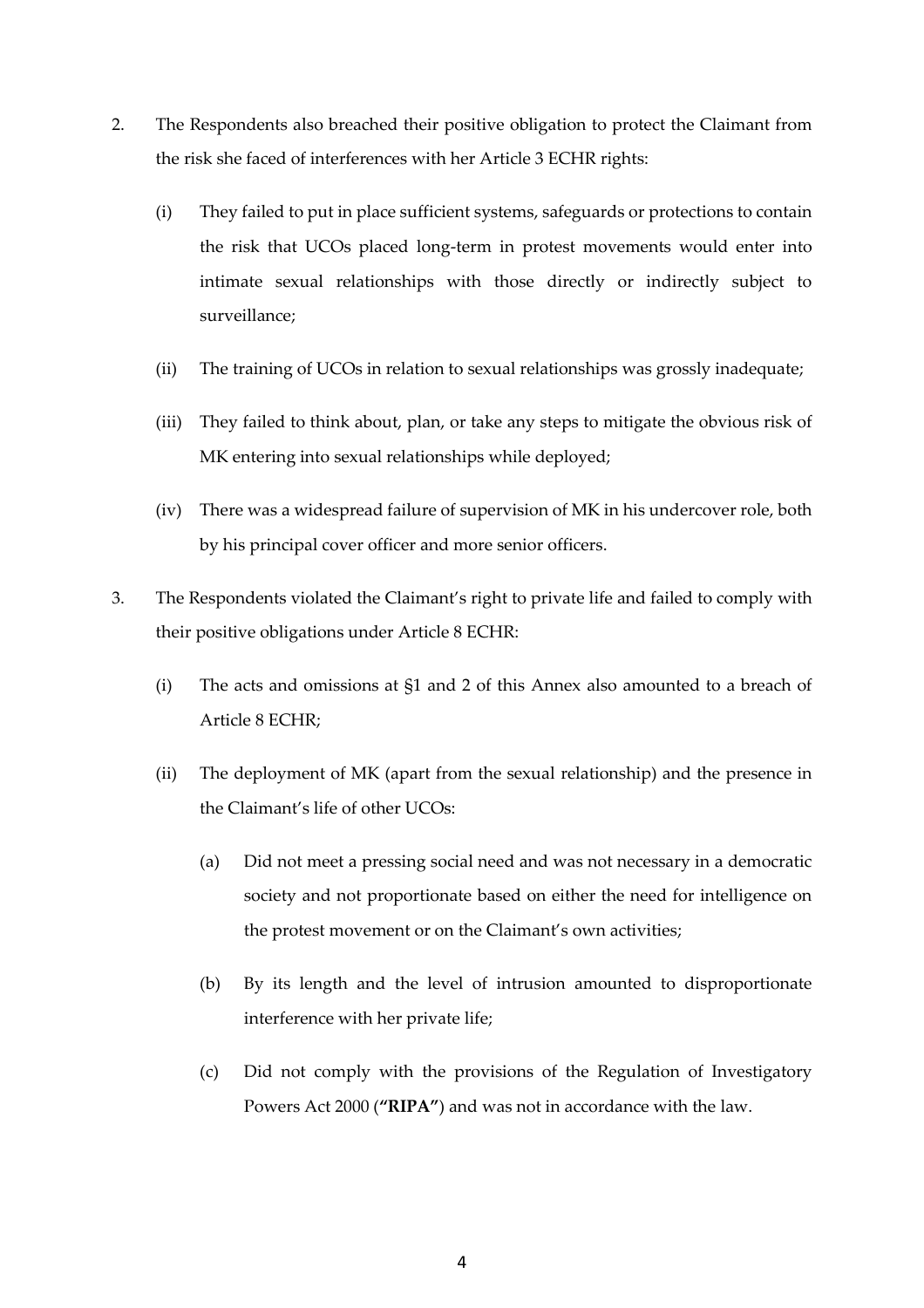2. The Respondents also breached their positive obligation to protect the Claimant from the risk she faced of interferences with her Article 3 ECHR rights:

   (i) They failed to put in place sufficient systems, safeguards or protections to contain the risk that UCOs placed long-term in protest movements would enter into intimate sexual relationships with those directly or indirectly subject to surveillance;

   (ii) The training of UCOs in relation to sexual relationships was grossly inadequate;

   (iii) They failed to think about, plan, or take any steps to mitigate the obvious risk of MK entering into sexual relationships while deployed;

   (iv) There was a widespread failure of supervision of MK in his undercover role, both by his principal cover officer and more senior officers.

3. The Respondents violated the Claimant's right to private life and failed to comply with their positive obligations under Article 8 ECHR:

   (i) The acts and omissions at §1 and 2 of this Annex also amounted to a breach of Article 8 ECHR;

   (ii) The deployment of MK (apart from the sexual relationship) and the presence in the Claimant's life of other UCOs:

      (a) Did not meet a pressing social need and was not necessary in a democratic society and not proportionate based on either the need for intelligence on the protest movement or on the Claimant's own activities;

      (b) By its length and the level of intrusion amounted to disproportionate interference with her private life;

      (c) Did not comply with the provisions of the Regulation of Investigatory Powers Act 2000 (**"RIPA"**) and was not in accordance with the law.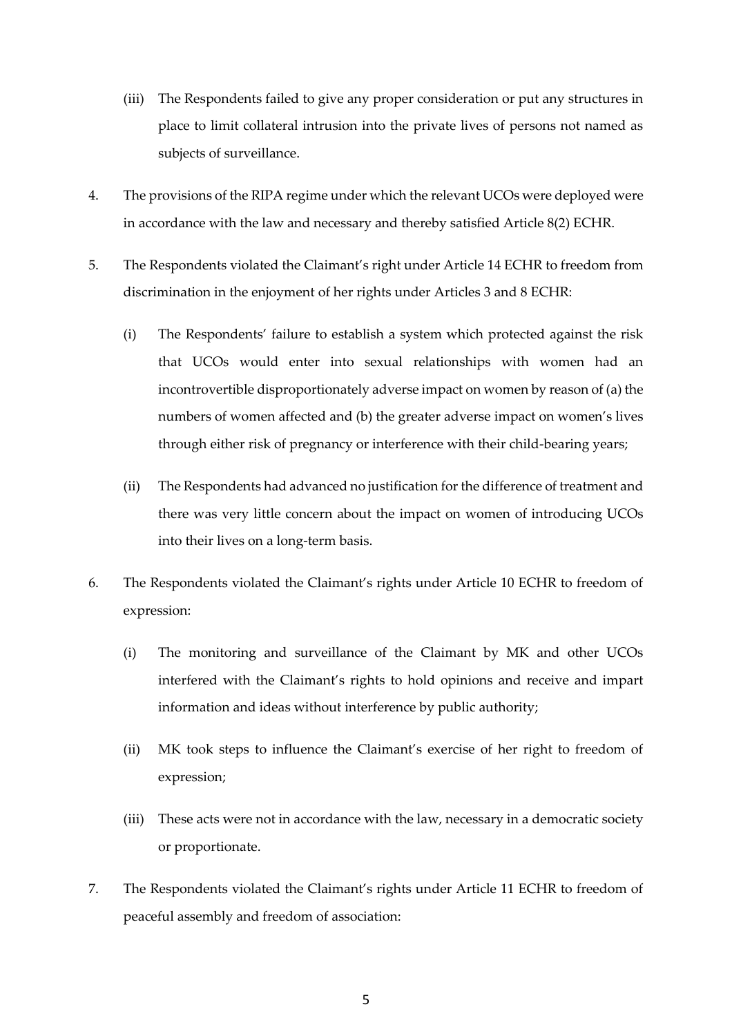(iii) The Respondents failed to give any proper consideration or put any structures in place to limit collateral intrusion into the private lives of persons not named as subjects of surveillance.

4. The provisions of the RIPA regime under which the relevant UCOs were deployed were in accordance with the law and necessary and thereby satisfied Article 8(2) ECHR.

5. The Respondents violated the Claimant's right under Article 14 ECHR to freedom from discrimination in the enjoyment of her rights under Articles 3 and 8 ECHR:

   (i) The Respondents' failure to establish a system which protected against the risk that UCOs would enter into sexual relationships with women had an incontrovertible disproportionately adverse impact on women by reason of (a) the numbers of women affected and (b) the greater adverse impact on women's lives through either risk of pregnancy or interference with their child-bearing years;

   (ii) The Respondents had advanced no justification for the difference of treatment and there was very little concern about the impact on women of introducing UCOs into their lives on a long-term basis.

6. The Respondents violated the Claimant's rights under Article 10 ECHR to freedom of expression:

   (i) The monitoring and surveillance of the Claimant by MK and other UCOs interfered with the Claimant's rights to hold opinions and receive and impart information and ideas without interference by public authority;

   (ii) MK took steps to influence the Claimant's exercise of her right to freedom of expression;

   (iii) These acts were not in accordance with the law, necessary in a democratic society or proportionate.

7. The Respondents violated the Claimant's rights under Article 11 ECHR to freedom of peaceful assembly and freedom of association: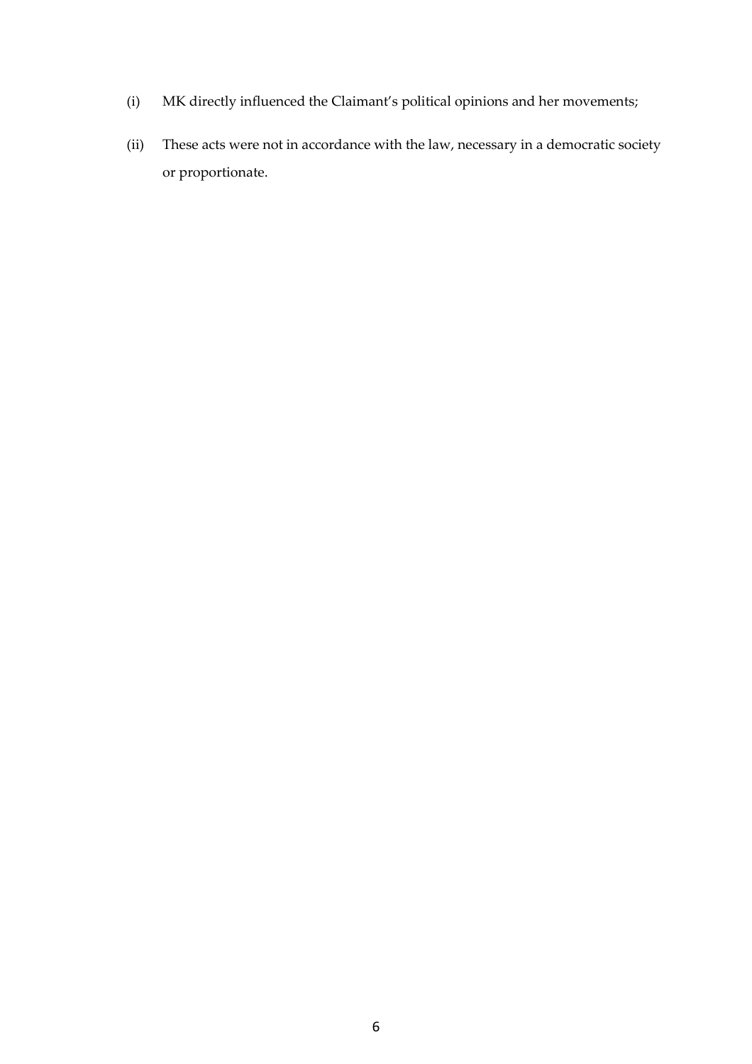(i) MK directly influenced the Claimant's political opinions and her movements;

(ii) These acts were not in accordance with the law, necessary in a democratic society or proportionate.